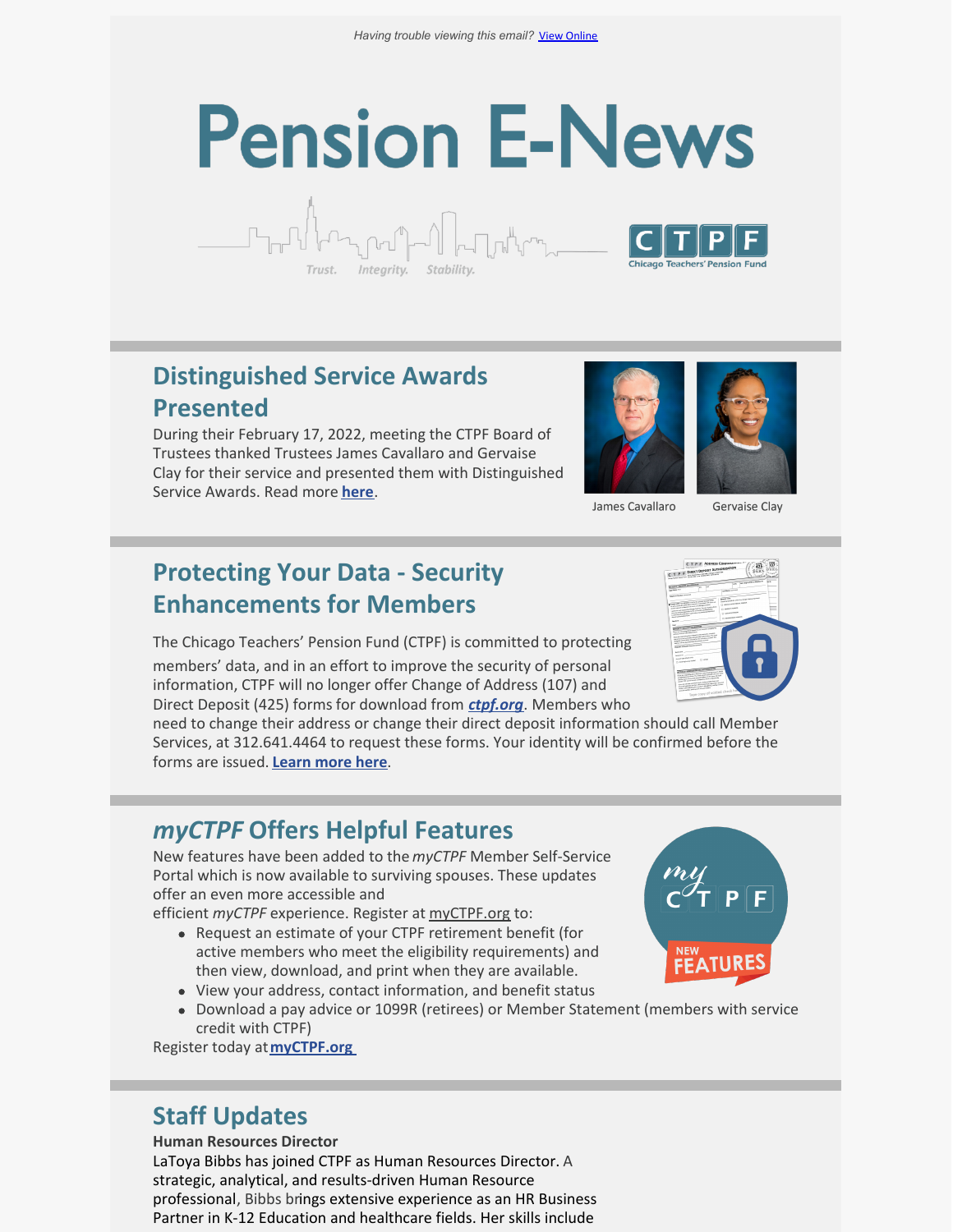Having trouble viewing this email? View Online

# Pension E-News

Trust. Integrity. Stability.

CTPF Chicago Teachers' Pension Fund

## Distinguished Service Awards Presented

During their February 17, 2022, meeting the CTPF Board of Trustees thanked Trustees James Cavallaro and Gervaise Clay for their service and presented them with Distinguished Service Awards. Read more **here**.

James Cavallaro

Gervaise Clay

## Protecting Your Data - Security Enhancements for Members

The Chicago Teachers' Pension Fund (CTPF) is committed to protecting members' data, and in an effort to improve the security of personal information, CTPF will no longer offer Change of Address (107) and Direct Deposit (425) forms for download from ***ctpf.org***. Members who need to change their address or change their direct deposit information should call Member Services, at 312.641.4464 to request these forms. Your identity will be confirmed before the forms are issued. **Learn more here**.

## *myCTPF* Offers Helpful Features

New features have been added to the *myCTPF* Member Self-Service Portal which is now available to surviving spouses. These updates offer an even more accessible and efficient *myCTPF* experience. Register at myCTPF.org to:

- Request an estimate of your CTPF retirement benefit (for active members who meet the eligibility requirements) and then view, download, and print when they are available.
- View your address, contact information, and benefit status
- Download a pay advice or 1099R (retirees) or Member Statement (members with service credit with CTPF)

Register today at **myCTPF.org**

## Staff Updates

**Human Resources Director**

LaToya Bibbs has joined CTPF as Human Resources Director. A strategic, analytical, and results-driven Human Resource professional, Bibbs brings extensive experience as an HR Business Partner in K-12 Education and healthcare fields. Her skills include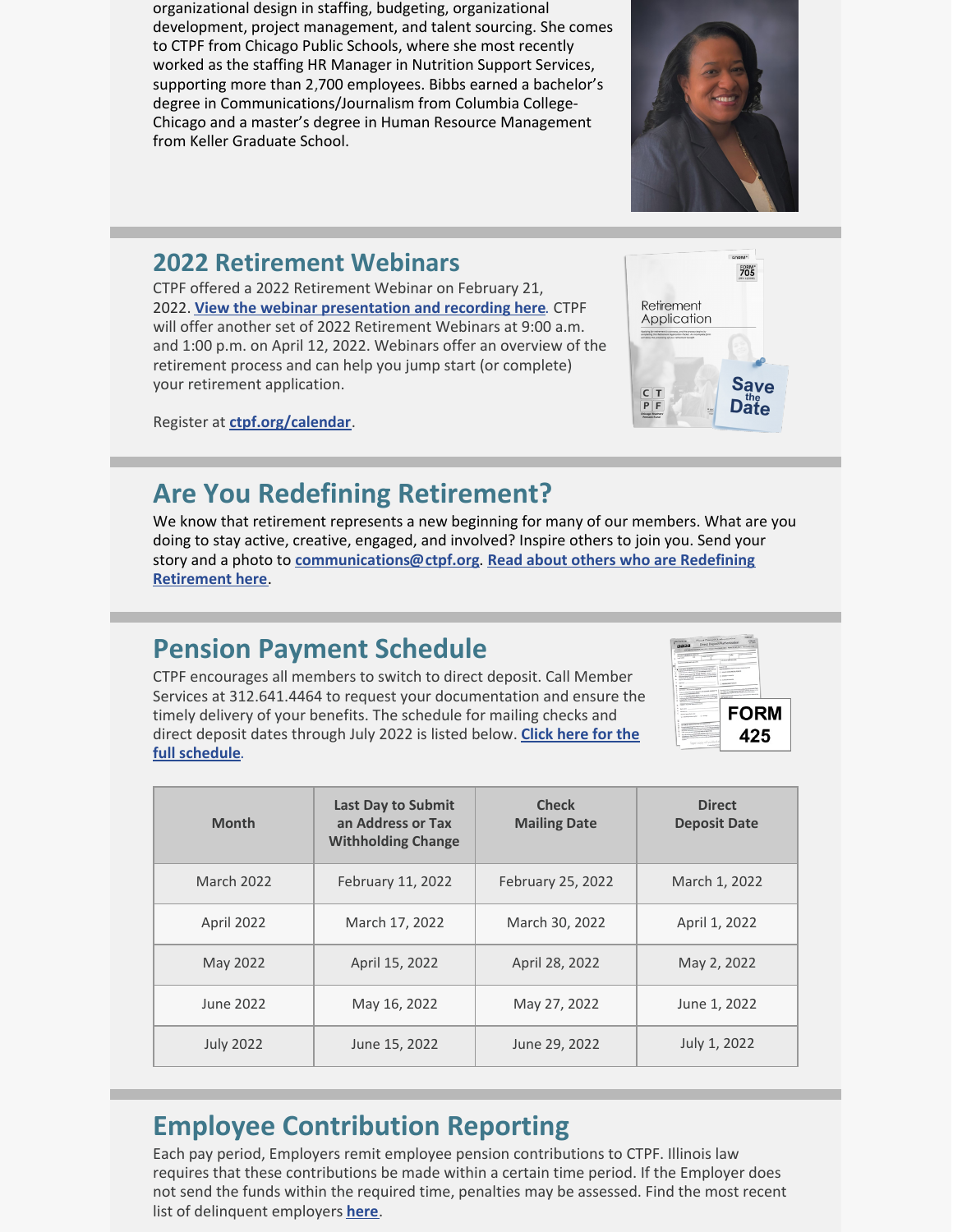organizational design in staffing, budgeting, organizational development, project management, and talent sourcing. She comes to CTPF from Chicago Public Schools, where she most recently worked as the staffing HR Manager in Nutrition Support Services, supporting more than 2,700 employees. Bibbs earned a bachelor's degree in Communications/Journalism from Columbia College-Chicago and a master's degree in Human Resource Management from Keller Graduate School.

## 2022 Retirement Webinars

CTPF offered a 2022 Retirement Webinar on February 21, 2022. **View the webinar presentation and recording here**. CTPF will offer another set of 2022 Retirement Webinars at 9:00 a.m. and 1:00 p.m. on April 12, 2022. Webinars offer an overview of the retirement process and can help you jump start (or complete) your retirement application.

Register at **ctpf.org/calendar**.

## Are You Redefining Retirement?

We know that retirement represents a new beginning for many of our members. What are you doing to stay active, creative, engaged, and involved? Inspire others to join you. Send your story and a photo to **communications@ctpf.org**. **Read about others who are Redefining Retirement here**.

## Pension Payment Schedule

CTPF encourages all members to switch to direct deposit. Call Member Services at 312.641.4464 to request your documentation and ensure the timely delivery of your benefits. The schedule for mailing checks and direct deposit dates through July 2022 is listed below. **Click here for the full schedule**.

| Month | Last Day to Submit an Address or Tax Withholding Change | Check Mailing Date | Direct Deposit Date |
|---|---|---|---|
| March 2022 | February 11, 2022 | February 25, 2022 | March 1, 2022 |
| April 2022 | March 17, 2022 | March 30, 2022 | April 1, 2022 |
| May 2022 | April 15, 2022 | April 28, 2022 | May 2, 2022 |
| June 2022 | May 16, 2022 | May 27, 2022 | June 1, 2022 |
| July 2022 | June 15, 2022 | June 29, 2022 | July 1, 2022 |

## Employee Contribution Reporting

Each pay period, Employers remit employee pension contributions to CTPF. Illinois law requires that these contributions be made within a certain time period. If the Employer does not send the funds within the required time, penalties may be assessed. Find the most recent list of delinquent employers **here**.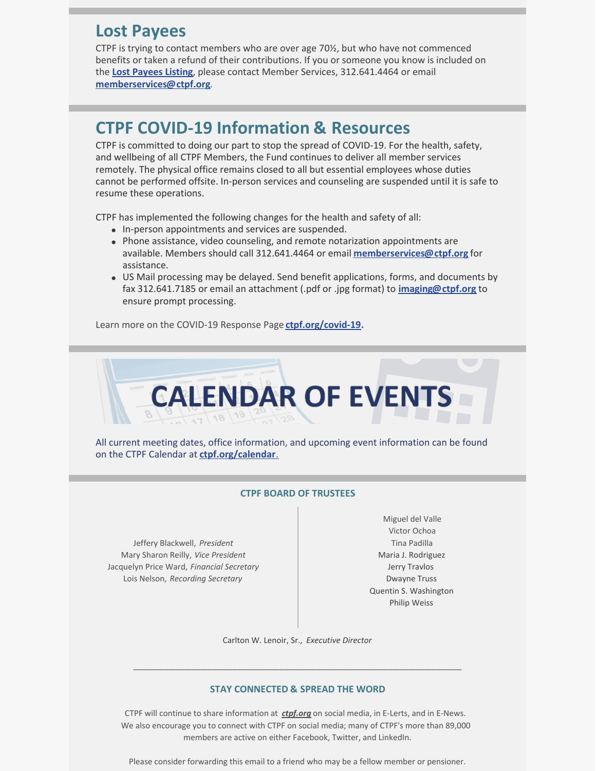## Lost Payees

CTPF is trying to contact members who are over age 70½, but who have not commenced benefits or taken a refund of their contributions. If you or someone you know is included on the **Lost Payees Listing**, please contact Member Services, 312.641.4464 or email **memberservices@ctpf.org**.

## CTPF COVID-19 Information & Resources

CTPF is committed to doing our part to stop the spread of COVID-19. For the health, safety, and wellbeing of all CTPF Members, the Fund continues to deliver all member services remotely. The physical office remains closed to all but essential employees whose duties cannot be performed offsite. In-person services and counseling are suspended until it is safe to resume these operations.

CTPF has implemented the following changes for the health and safety of all:

- In-person appointments and services are suspended.
- Phone assistance, video counseling, and remote notarization appointments are available. Members should call 312.641.4464 or email **memberservices@ctpf.org** for assistance.
- US Mail processing may be delayed. Send benefit applications, forms, and documents by fax 312.641.7185 or email an attachment (.pdf or .jpg format) to **imaging@ctpf.org** to ensure prompt processing.

Learn more on the COVID-19 Response Page **ctpf.org/covid-19.**

## CALENDAR OF EVENTS

All current meeting dates, office information, and upcoming event information can be found on the CTPF Calendar at **ctpf.org/calendar**.

### CTPF BOARD OF TRUSTEES

Jeffery Blackwell, *President*
Mary Sharon Reilly, *Vice President*
Jacquelyn Price Ward, *Financial Secretary*
Lois Nelson, *Recording Secretary*

Miguel del Valle
Victor Ochoa
Tina Padilla
Maria J. Rodriguez
Jerry Travlos
Dwayne Truss
Quentin S. Washington
Philip Weiss

Carlton W. Lenoir, Sr., *Executive Director*

---

### STAY CONNECTED & SPREAD THE WORD

CTPF will continue to share information at ***ctpf.org*** on social media, in E-Lerts, and in E-News. We also encourage you to connect with CTPF on social media; many of CTPF's more than 89,000 members are active on either Facebook, Twitter, and LinkedIn.

Please consider forwarding this email to a friend who may be a fellow member or pensioner.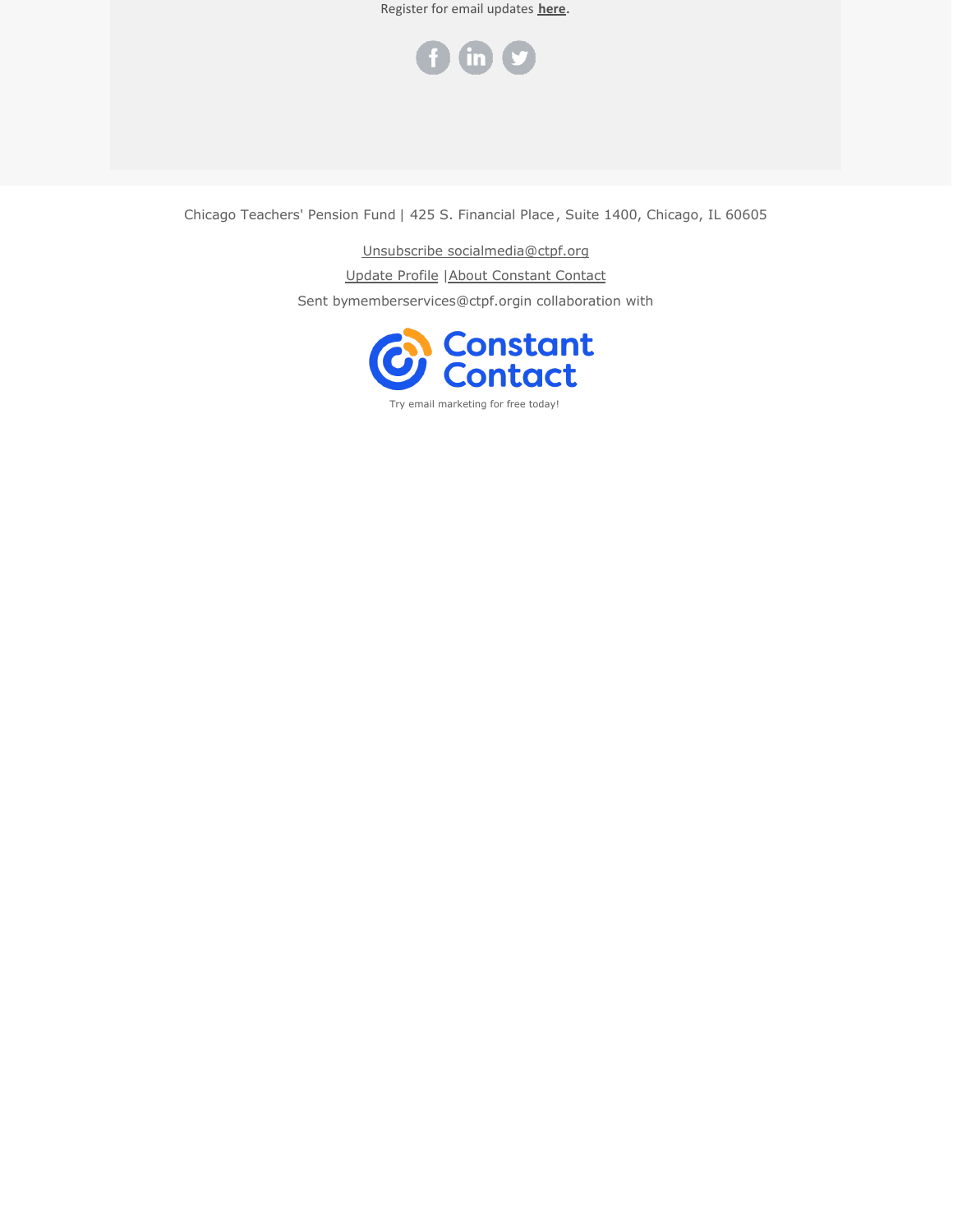Register for email updates **here**.

Chicago Teachers' Pension Fund | 425 S. Financial Place, Suite 1400, Chicago, IL 60605

Unsubscribe socialmedia@ctpf.org

Update Profile |About Constant Contact

Sent bymemberservices@ctpf.orgin collaboration with

Constant Contact

Try email marketing for free today!